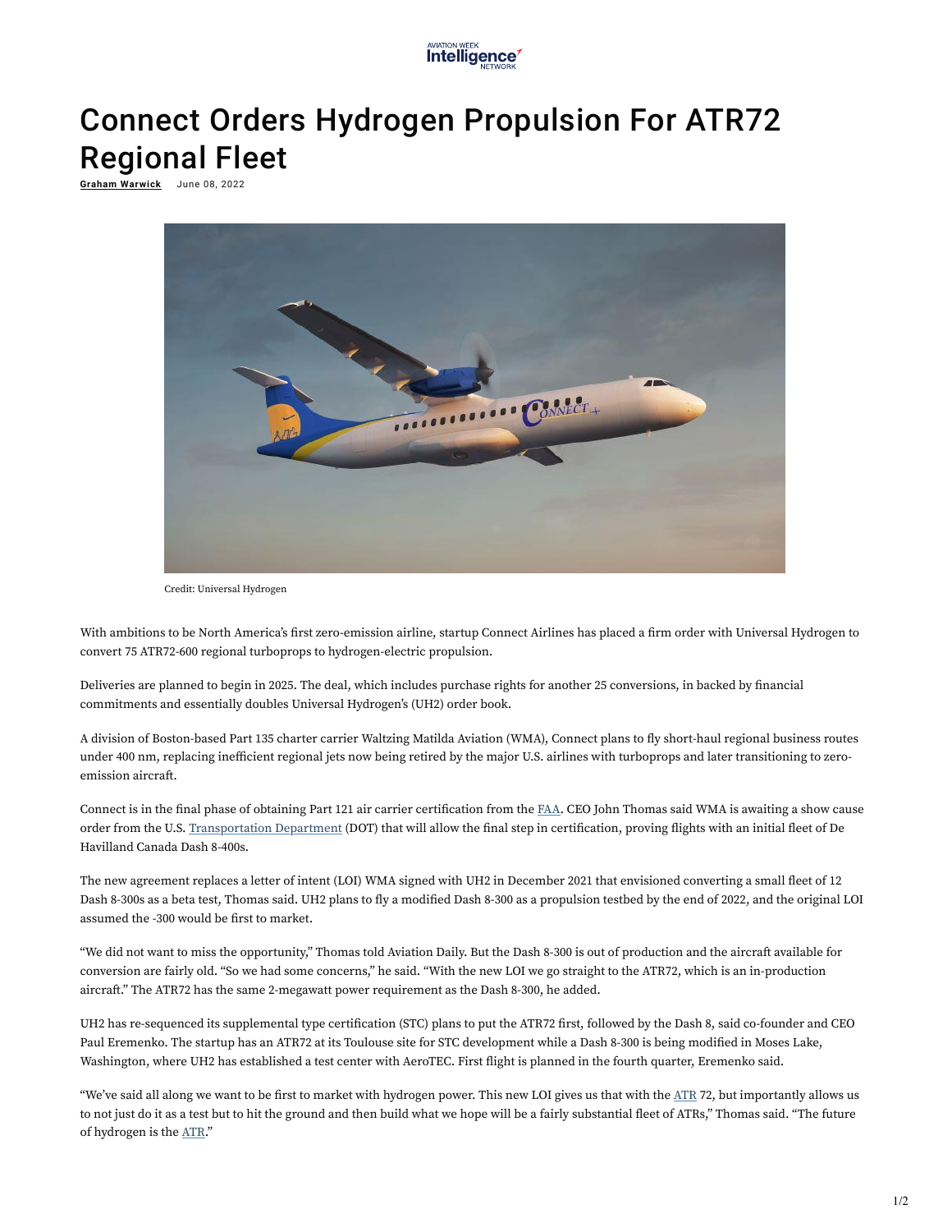# Connect Orders Hydrogen Propulsion For ATR72 Regional Fleet

**Graham Warwick** June 08, 2022

Credit: Universal Hydrogen

With ambitions to be North America's first zero-emission airline, startup Connect Airlines has placed a firm order with Universal Hydrogen to convert 75 ATR72-600 regional turboprops to hydrogen-electric propulsion.

Deliveries are planned to begin in 2025. The deal, which includes purchase rights for another 25 conversions, in backed by financial commitments and essentially doubles Universal Hydrogen's (UH2) order book.

A division of Boston-based Part 135 charter carrier Waltzing Matilda Aviation (WMA), Connect plans to fly short-haul regional business routes under 400 nm, replacing inefficient regional jets now being retired by the major U.S. airlines with turboprops and later transitioning to zero-emission aircraft.

Connect is in the final phase of obtaining Part 121 air carrier certification from the FAA. CEO John Thomas said WMA is awaiting a show cause order from the U.S. Transportation Department (DOT) that will allow the final step in certification, proving flights with an initial fleet of De Havilland Canada Dash 8-400s.

The new agreement replaces a letter of intent (LOI) WMA signed with UH2 in December 2021 that envisioned converting a small fleet of 12 Dash 8-300s as a beta test, Thomas said. UH2 plans to fly a modified Dash 8-300 as a propulsion testbed by the end of 2022, and the original LOI assumed the -300 would be first to market.

"We did not want to miss the opportunity," Thomas told Aviation Daily. But the Dash 8-300 is out of production and the aircraft available for conversion are fairly old. "So we had some concerns," he said. "With the new LOI we go straight to the ATR72, which is an in-production aircraft." The ATR72 has the same 2-megawatt power requirement as the Dash 8-300, he added.

UH2 has re-sequenced its supplemental type certification (STC) plans to put the ATR72 first, followed by the Dash 8, said co-founder and CEO Paul Eremenko. The startup has an ATR72 at its Toulouse site for STC development while a Dash 8-300 is being modified in Moses Lake, Washington, where UH2 has established a test center with AeroTEC. First flight is planned in the fourth quarter, Eremenko said.

"We've said all along we want to be first to market with hydrogen power. This new LOI gives us that with the ATR 72, but importantly allows us to not just do it as a test but to hit the ground and then build what we hope will be a fairly substantial fleet of ATRs," Thomas said. "The future of hydrogen is the ATR."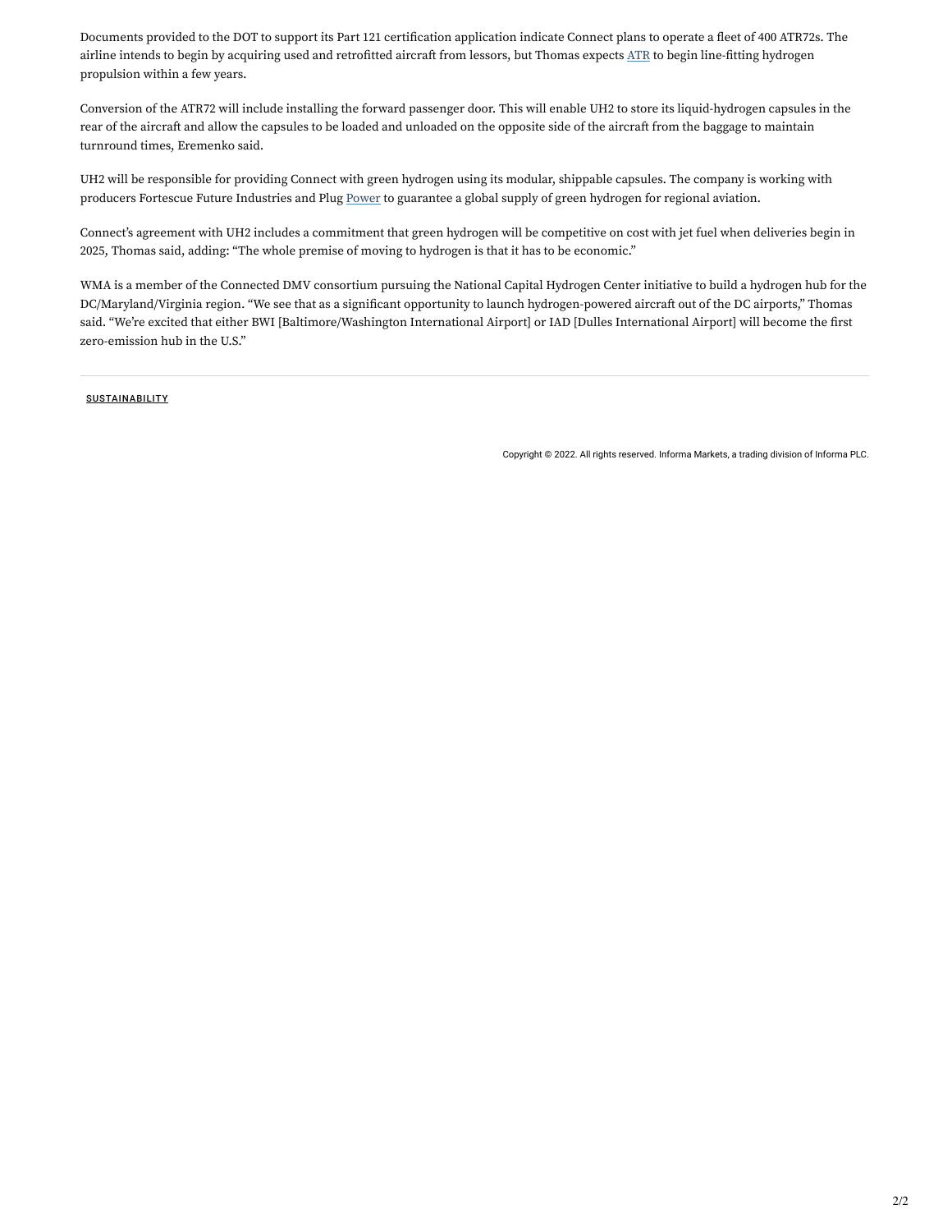Documents provided to the DOT to support its Part 121 certification application indicate Connect plans to operate a fleet of 400 ATR72s. The airline intends to begin by acquiring used and retrofitted aircraft from lessors, but Thomas expects ATR to begin line-fitting hydrogen propulsion within a few years.

Conversion of the ATR72 will include installing the forward passenger door. This will enable UH2 to store its liquid-hydrogen capsules in the rear of the aircraft and allow the capsules to be loaded and unloaded on the opposite side of the aircraft from the baggage to maintain turnround times, Eremenko said.

UH2 will be responsible for providing Connect with green hydrogen using its modular, shippable capsules. The company is working with producers Fortescue Future Industries and Plug Power to guarantee a global supply of green hydrogen for regional aviation.

Connect's agreement with UH2 includes a commitment that green hydrogen will be competitive on cost with jet fuel when deliveries begin in 2025, Thomas said, adding: "The whole premise of moving to hydrogen is that it has to be economic."

WMA is a member of the Connected DMV consortium pursuing the National Capital Hydrogen Center initiative to build a hydrogen hub for the DC/Maryland/Virginia region. "We see that as a significant opportunity to launch hydrogen-powered aircraft out of the DC airports," Thomas said. "We're excited that either BWI [Baltimore/Washington International Airport] or IAD [Dulles International Airport] will become the first zero-emission hub in the U.S."

SUSTAINABILITY

Copyright © 2022. All rights reserved. Informa Markets, a trading division of Informa PLC.